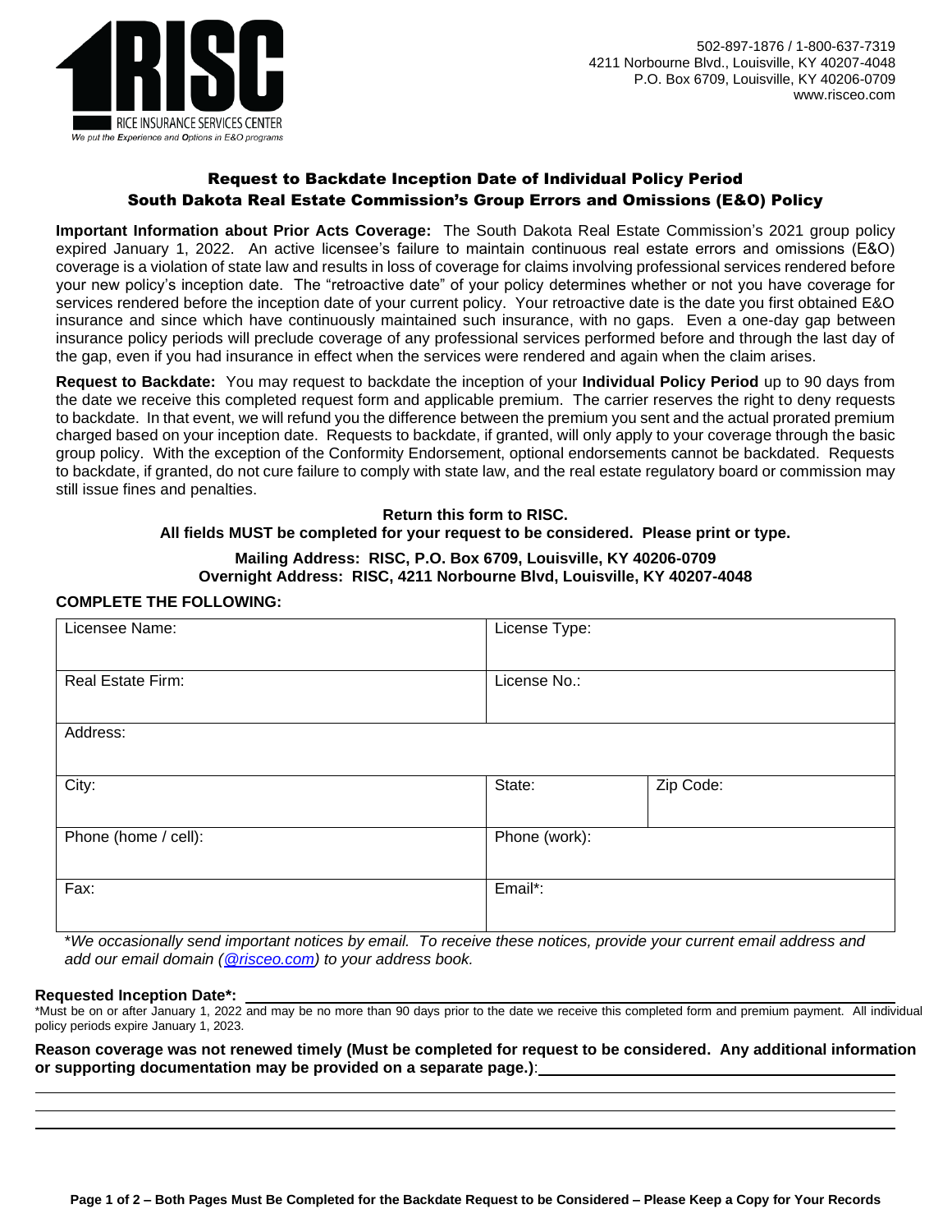RICE INSURANCE SERVICES CENTER

*We put the Experience and Options in E&O programs*

502-897-1876 / 1-800-637-7319
4211 Norbourne Blvd., Louisville, KY 40207-4048
P.O. Box 6709, Louisville, KY 40206-0709
www.risceo.com

## Request to Backdate Inception Date of Individual Policy Period
## South Dakota Real Estate Commission's Group Errors and Omissions (E&O) Policy

**Important Information about Prior Acts Coverage:** The South Dakota Real Estate Commission's 2021 group policy expired January 1, 2022. An active licensee's failure to maintain continuous real estate errors and omissions (E&O) coverage is a violation of state law and results in loss of coverage for claims involving professional services rendered before your new policy's inception date. The "retroactive date" of your policy determines whether or not you have coverage for services rendered before the inception date of your current policy. Your retroactive date is the date you first obtained E&O insurance and since which have continuously maintained such insurance, with no gaps. Even a one-day gap between insurance policy periods will preclude coverage of any professional services performed before and through the last day of the gap, even if you had insurance in effect when the services were rendered and again when the claim arises.

**Request to Backdate:** You may request to backdate the inception of your **Individual Policy Period** up to 90 days from the date we receive this completed request form and applicable premium. The carrier reserves the right to deny requests to backdate. In that event, we will refund you the difference between the premium you sent and the actual prorated premium charged based on your inception date. Requests to backdate, if granted, will only apply to your coverage through the basic group policy. With the exception of the Conformity Endorsement, optional endorsements cannot be backdated. Requests to backdate, if granted, do not cure failure to comply with state law, and the real estate regulatory board or commission may still issue fines and penalties.

**Return this form to RISC.**
**All fields MUST be completed for your request to be considered. Please print or type.**

**Mailing Address: RISC, P.O. Box 6709, Louisville, KY 40206-0709**
**Overnight Address: RISC, 4211 Norbourne Blvd, Louisville, KY 40207-4048**

**COMPLETE THE FOLLOWING:**

| Licensee Name: | License Type: | |
|---|---|---|
| Real Estate Firm: | License No.: | |
| Address: | | |
| City: | State: | Zip Code: |
| Phone (home / cell): | Phone (work): | |
| Fax: | Email*: | |

*\*We occasionally send important notices by email. To receive these notices, provide your current email address and add our email domain (@risceo.com) to your address book.*

**Requested Inception Date\*:** ____________________

\*Must be on or after January 1, 2022 and may be no more than 90 days prior to the date we receive this completed form and premium payment. All individual policy periods expire January 1, 2023.

**Reason coverage was not renewed timely (Must be completed for request to be considered. Any additional information or supporting documentation may be provided on a separate page.)**: ____________________

____________________

____________________

____________________

**Both Pages Must Be Completed for the Backdate Request to be Considered – Please Keep a Copy for Your Records**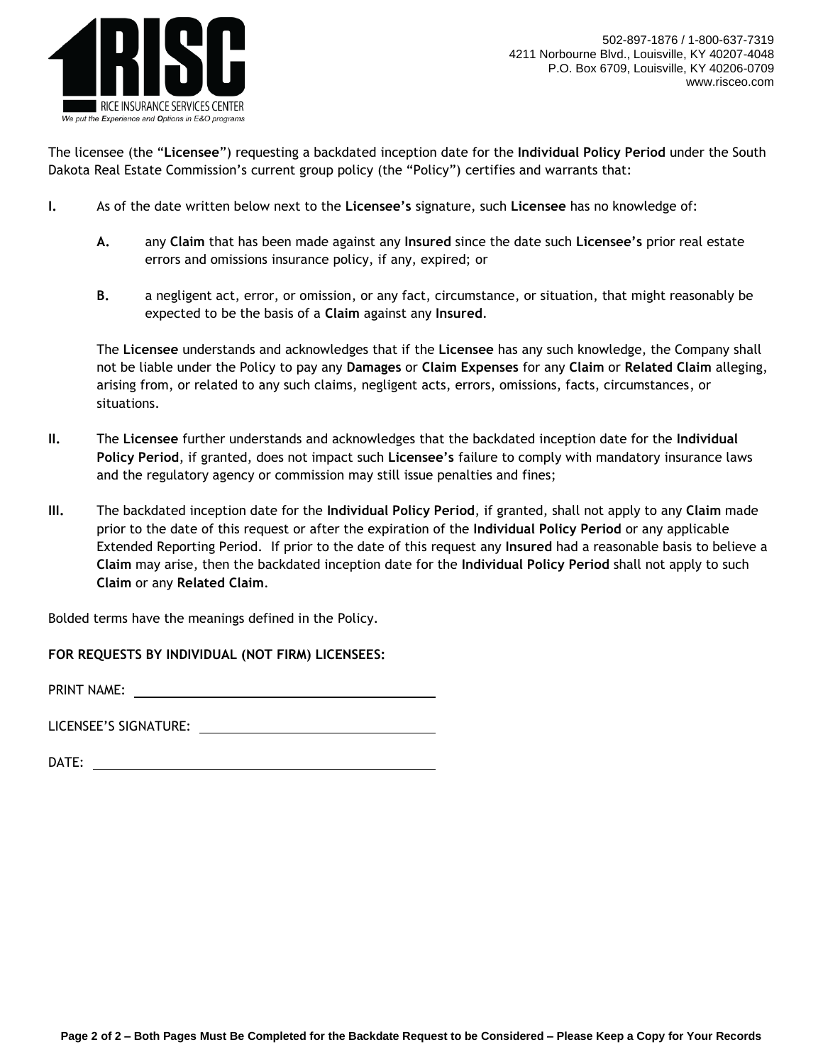RICE INSURANCE SERVICES CENTER
*We put the Experience and Options in E&O programs*

502-897-1876 / 1-800-637-7319
4211 Norbourne Blvd., Louisville, KY 40207-4048
P.O. Box 6709, Louisville, KY 40206-0709
www.risceo.com

The licensee (the "**Licensee**") requesting a backdated inception date for the **Individual Policy Period** under the South Dakota Real Estate Commission's current group policy (the "Policy") certifies and warrants that:

**I.** As of the date written below next to the **Licensee's** signature, such **Licensee** has no knowledge of:

**A.** any **Claim** that has been made against any **Insured** since the date such **Licensee's** prior real estate errors and omissions insurance policy, if any, expired; or

**B.** a negligent act, error, or omission, or any fact, circumstance, or situation, that might reasonably be expected to be the basis of a **Claim** against any **Insured**.

The **Licensee** understands and acknowledges that if the **Licensee** has any such knowledge, the Company shall not be liable under the Policy to pay any **Damages** or **Claim Expenses** for any **Claim** or **Related Claim** alleging, arising from, or related to any such claims, negligent acts, errors, omissions, facts, circumstances, or situations.

**II.** The **Licensee** further understands and acknowledges that the backdated inception date for the **Individual Policy Period**, if granted, does not impact such **Licensee's** failure to comply with mandatory insurance laws and the regulatory agency or commission may still issue penalties and fines;

**III.** The backdated inception date for the **Individual Policy Period**, if granted, shall not apply to any **Claim** made prior to the date of this request or after the expiration of the **Individual Policy Period** or any applicable Extended Reporting Period. If prior to the date of this request any **Insured** had a reasonable basis to believe a **Claim** may arise, then the backdated inception date for the **Individual Policy Period** shall not apply to such **Claim** or any **Related Claim**.

Bolded terms have the meanings defined in the Policy.

**FOR REQUESTS BY INDIVIDUAL (NOT FIRM) LICENSEES:**

PRINT NAME: ______________________________

LICENSEE'S SIGNATURE: ______________________________

DATE: ______________________________

**Both Pages Must Be Completed for the Backdate Request to be Considered – Please Keep a Copy for Your Records**